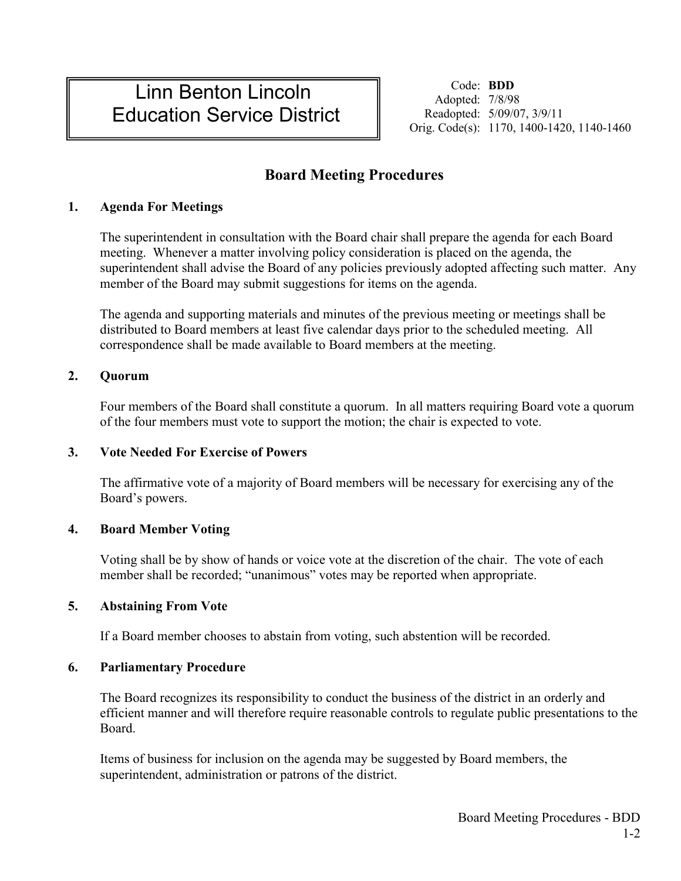# Linn Benton Lincoln Education Service District

Code: **BDD**
Adopted: 7/8/98
Readopted: 5/09/07, 3/9/11
Orig. Code(s): 1170, 1400-1420, 1140-1460

## Board Meeting Procedures

### 1. Agenda For Meetings

The superintendent in consultation with the Board chair shall prepare the agenda for each Board meeting. Whenever a matter involving policy consideration is placed on the agenda, the superintendent shall advise the Board of any policies previously adopted affecting such matter. Any member of the Board may submit suggestions for items on the agenda.

The agenda and supporting materials and minutes of the previous meeting or meetings shall be distributed to Board members at least five calendar days prior to the scheduled meeting. All correspondence shall be made available to Board members at the meeting.

### 2. Quorum

Four members of the Board shall constitute a quorum. In all matters requiring Board vote a quorum of the four members must vote to support the motion; the chair is expected to vote.

### 3. Vote Needed For Exercise of Powers

The affirmative vote of a majority of Board members will be necessary for exercising any of the Board's powers.

### 4. Board Member Voting

Voting shall be by show of hands or voice vote at the discretion of the chair. The vote of each member shall be recorded; "unanimous" votes may be reported when appropriate.

### 5. Abstaining From Vote

If a Board member chooses to abstain from voting, such abstention will be recorded.

### 6. Parliamentary Procedure

The Board recognizes its responsibility to conduct the business of the district in an orderly and efficient manner and will therefore require reasonable controls to regulate public presentations to the Board.

Items of business for inclusion on the agenda may be suggested by Board members, the superintendent, administration or patrons of the district.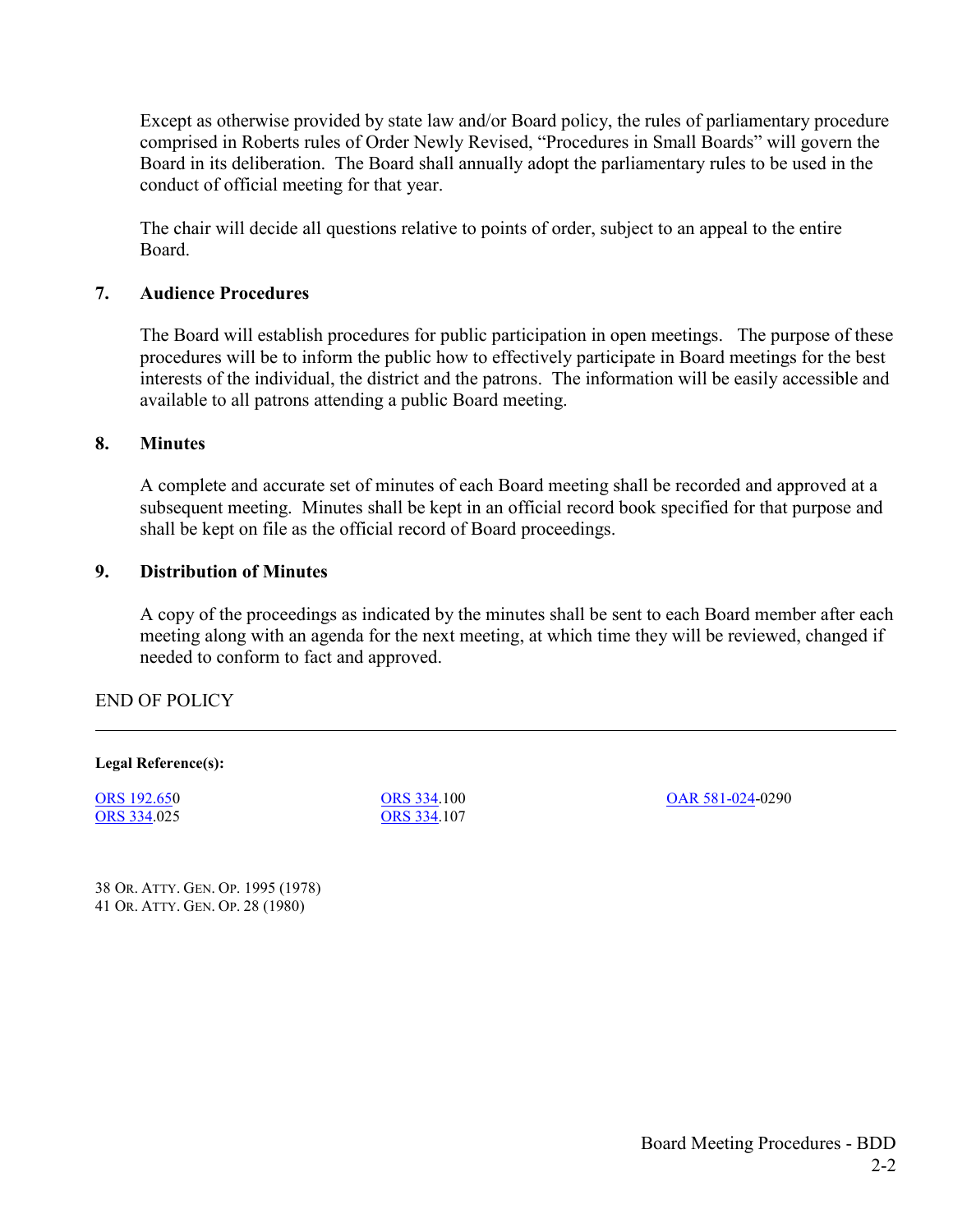Except as otherwise provided by state law and/or Board policy, the rules of parliamentary procedure comprised in Roberts rules of Order Newly Revised, "Procedures in Small Boards" will govern the Board in its deliberation. The Board shall annually adopt the parliamentary rules to be used in the conduct of official meeting for that year.

The chair will decide all questions relative to points of order, subject to an appeal to the entire Board.

**7. Audience Procedures**

The Board will establish procedures for public participation in open meetings. The purpose of these procedures will be to inform the public how to effectively participate in Board meetings for the best interests of the individual, the district and the patrons. The information will be easily accessible and available to all patrons attending a public Board meeting.

**8. Minutes**

A complete and accurate set of minutes of each Board meeting shall be recorded and approved at a subsequent meeting. Minutes shall be kept in an official record book specified for that purpose and shall be kept on file as the official record of Board proceedings.

**9. Distribution of Minutes**

A copy of the proceedings as indicated by the minutes shall be sent to each Board member after each meeting along with an agenda for the next meeting, at which time they will be reviewed, changed if needed to conform to fact and approved.

END OF POLICY

---

**Legal Reference(s):**

| | | |
|---|---|---|
| ORS 192.650 | ORS 334.100 | OAR 581-024-0290 |
| ORS 334.025 | ORS 334.107 | |

38 OR. ATTY. GEN. OP. 1995 (1978)
41 OR. ATTY. GEN. OP. 28 (1980)